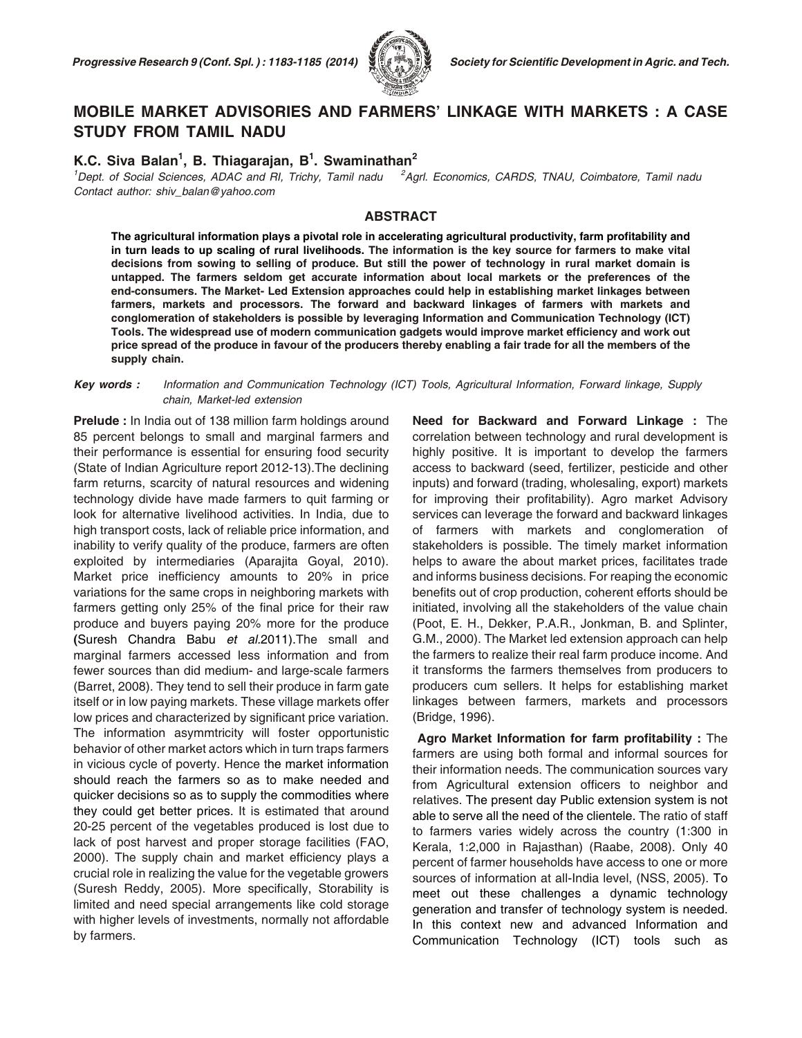# MOBILE MARKET ADVISORIES AND FARMERS' LINKAGE WITH MARKETS : A CASE STUDY FROM TAMIL NADU

**K.C. Siva Balan[1], B. Thiagarajan, B[1]. Swaminathan[2]**

[1]Dept. of Social Sciences, ADAC and RI, Trichy, Tamil nadu [2]Agrl. Economics, CARDS, TNAU, Coimbatore, Tamil nadu
*Contact author: shiv_balan@yahoo.com*

## ABSTRACT

**The agricultural information plays a pivotal role in accelerating agricultural productivity, farm profitability and in turn leads to up scaling of rural livelihoods. The information is the key source for farmers to make vital decisions from sowing to selling of produce. But still the power of technology in rural market domain is untapped. The farmers seldom get accurate information about local markets or the preferences of the end-consumers. The Market- Led Extension approaches could help in establishing market linkages between farmers, markets and processors. The forward and backward linkages of farmers with markets and conglomeration of stakeholders is possible by leveraging Information and Communication Technology (ICT) Tools. The widespread use of modern communication gadgets would improve market efficiency and work out price spread of the produce in favour of the producers thereby enabling a fair trade for all the members of the supply chain.**

***Key words :*** *Information and Communication Technology (ICT) Tools, Agricultural Information, Forward linkage, Supply chain, Market-led extension*

**Prelude :** In India out of 138 million farm holdings around 85 percent belongs to small and marginal farmers and their performance is essential for ensuring food security (State of Indian Agriculture report 2012-13).The declining farm returns, scarcity of natural resources and widening technology divide have made farmers to quit farming or look for alternative livelihood activities. In India, due to high transport costs, lack of reliable price information, and inability to verify quality of the produce, farmers are often exploited by intermediaries (Aparajita Goyal, 2010). Market price inefficiency amounts to 20% in price variations for the same crops in neighboring markets with farmers getting only 25% of the final price for their raw produce and buyers paying 20% more for the produce (Suresh Chandra Babu *et al.*2011).The small and marginal farmers accessed less information and from fewer sources than did medium- and large-scale farmers (Barret, 2008). They tend to sell their produce in farm gate itself or in low paying markets. These village markets offer low prices and characterized by significant price variation. The information asymmtricity will foster opportunistic behavior of other market actors which in turn traps farmers in vicious cycle of poverty. Hence the market information should reach the farmers so as to make needed and quicker decisions so as to supply the commodities where they could get better prices. It is estimated that around 20-25 percent of the vegetables produced is lost due to lack of post harvest and proper storage facilities (FAO, 2000). The supply chain and market efficiency plays a crucial role in realizing the value for the vegetable growers (Suresh Reddy, 2005). More specifically, Storability is limited and need special arrangements like cold storage with higher levels of investments, normally not affordable by farmers.

**Need for Backward and Forward Linkage :** The correlation between technology and rural development is highly positive. It is important to develop the farmers access to backward (seed, fertilizer, pesticide and other inputs) and forward (trading, wholesaling, export) markets for improving their profitability). Agro market Advisory services can leverage the forward and backward linkages of farmers with markets and conglomeration of stakeholders is possible. The timely market information helps to aware the about market prices, facilitates trade and informs business decisions. For reaping the economic benefits out of crop production, coherent efforts should be initiated, involving all the stakeholders of the value chain (Poot, E. H., Dekker, P.A.R., Jonkman, B. and Splinter, G.M., 2000). The Market led extension approach can help the farmers to realize their real farm produce income. And it transforms the farmers themselves from producers to producers cum sellers. It helps for establishing market linkages between farmers, markets and processors (Bridge, 1996).

**Agro Market Information for farm profitability :** The farmers are using both formal and informal sources for their information needs. The communication sources vary from Agricultural extension officers to neighbor and relatives. The present day Public extension system is not able to serve all the need of the clientele. The ratio of staff to farmers varies widely across the country (1:300 in Kerala, 1:2,000 in Rajasthan) (Raabe, 2008). Only 40 percent of farmer households have access to one or more sources of information at all-India level, (NSS, 2005). To meet out these challenges a dynamic technology generation and transfer of technology system is needed. In this context new and advanced Information and Communication Technology (ICT) tools such as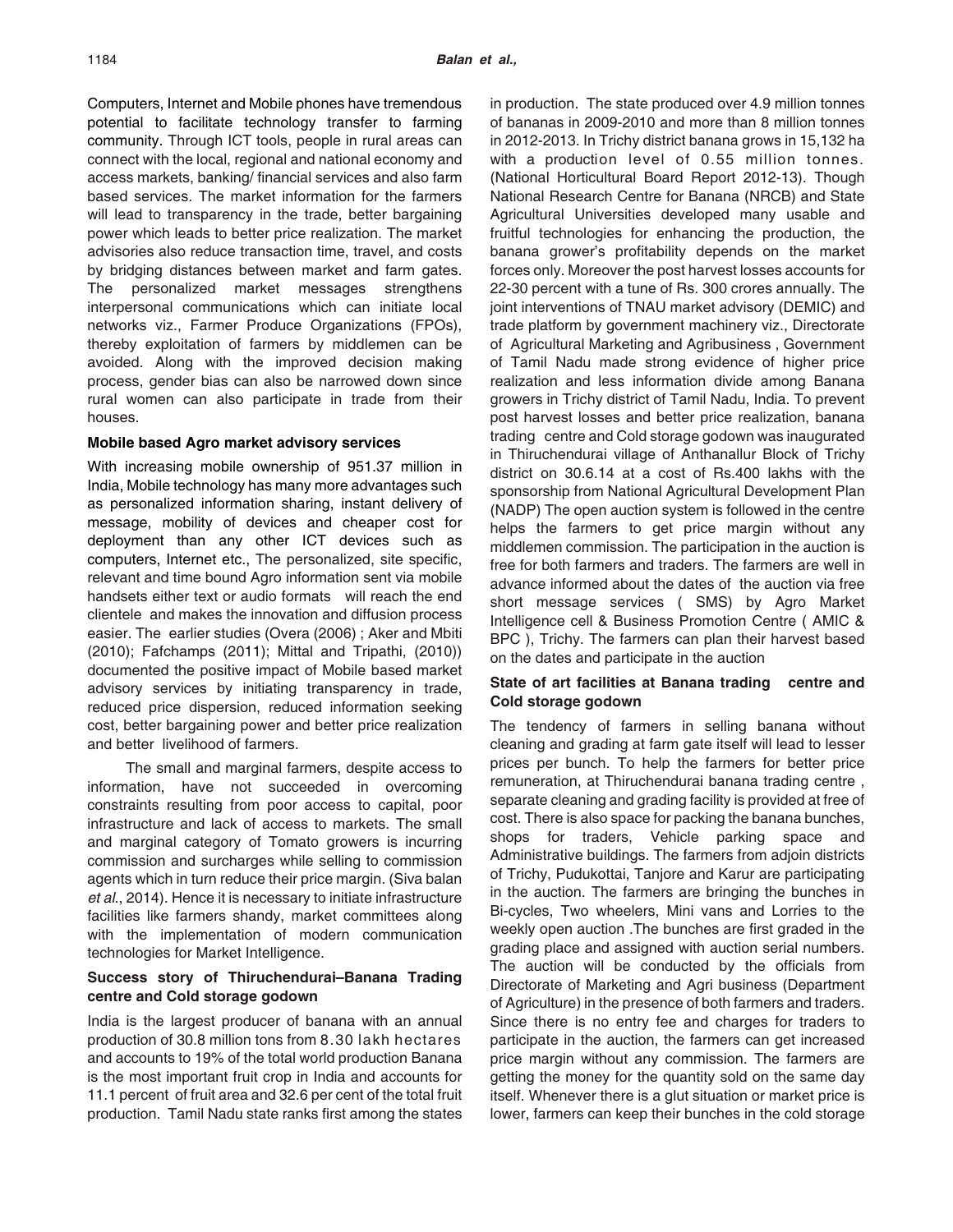Computers, Internet and Mobile phones have tremendous potential to facilitate technology transfer to farming community. Through ICT tools, people in rural areas can connect with the local, regional and national economy and access markets, banking/ financial services and also farm based services. The market information for the farmers will lead to transparency in the trade, better bargaining power which leads to better price realization. The market advisories also reduce transaction time, travel, and costs by bridging distances between market and farm gates. The personalized market messages strengthens interpersonal communications which can initiate local networks viz., Farmer Produce Organizations (FPOs), thereby exploitation of farmers by middlemen can be avoided. Along with the improved decision making process, gender bias can also be narrowed down since rural women can also participate in trade from their houses.

### Mobile based Agro market advisory services

With increasing mobile ownership of 951.37 million in India, Mobile technology has many more advantages such as personalized information sharing, instant delivery of message, mobility of devices and cheaper cost for deployment than any other ICT devices such as computers, Internet etc., The personalized, site specific, relevant and time bound Agro information sent via mobile handsets either text or audio formats will reach the end clientele and makes the innovation and diffusion process easier. The earlier studies (Overa (2006) ; Aker and Mbiti (2010); Fafchamps (2011); Mittal and Tripathi, (2010)) documented the positive impact of Mobile based market advisory services by initiating transparency in trade, reduced price dispersion, reduced information seeking cost, better bargaining power and better price realization and better livelihood of farmers.

The small and marginal farmers, despite access to information, have not succeeded in overcoming constraints resulting from poor access to capital, poor infrastructure and lack of access to markets. The small and marginal category of Tomato growers is incurring commission and surcharges while selling to commission agents which in turn reduce their price margin. (Siva balan *et al.*, 2014). Hence it is necessary to initiate infrastructure facilities like farmers shandy, market committees along with the implementation of modern communication technologies for Market Intelligence.

### Success story of Thiruchendurai–Banana Trading centre and Cold storage godown

India is the largest producer of banana with an annual production of 30.8 million tons from 8.30 lakh hectares and accounts to 19% of the total world production Banana is the most important fruit crop in India and accounts for 11.1 percent of fruit area and 32.6 per cent of the total fruit production. Tamil Nadu state ranks first among the states in production. The state produced over 4.9 million tonnes of bananas in 2009-2010 and more than 8 million tonnes in 2012-2013. In Trichy district banana grows in 15,132 ha with a production level of 0.55 million tonnes. (National Horticultural Board Report 2012-13). Though National Research Centre for Banana (NRCB) and State Agricultural Universities developed many usable and fruitful technologies for enhancing the production, the banana grower's profitability depends on the market forces only. Moreover the post harvest losses accounts for 22-30 percent with a tune of Rs. 300 crores annually. The joint interventions of TNAU market advisory (DEMIC) and trade platform by government machinery viz., Directorate of Agricultural Marketing and Agribusiness , Government of Tamil Nadu made strong evidence of higher price realization and less information divide among Banana growers in Trichy district of Tamil Nadu, India. To prevent post harvest losses and better price realization, banana trading centre and Cold storage godown was inaugurated in Thiruchendurai village of Anthanallur Block of Trichy district on 30.6.14 at a cost of Rs.400 lakhs with the sponsorship from National Agricultural Development Plan (NADP) The open auction system is followed in the centre helps the farmers to get price margin without any middlemen commission. The participation in the auction is free for both farmers and traders. The farmers are well in advance informed about the dates of the auction via free short message services ( SMS) by Agro Market Intelligence cell & Business Promotion Centre ( AMIC & BPC ), Trichy. The farmers can plan their harvest based on the dates and participate in the auction

### State of art facilities at Banana trading centre and Cold storage godown

The tendency of farmers in selling banana without cleaning and grading at farm gate itself will lead to lesser prices per bunch. To help the farmers for better price remuneration, at Thiruchendurai banana trading centre , separate cleaning and grading facility is provided at free of cost. There is also space for packing the banana bunches, shops for traders, Vehicle parking space and Administrative buildings. The farmers from adjoin districts of Trichy, Pudukottai, Tanjore and Karur are participating in the auction. The farmers are bringing the bunches in Bi-cycles, Two wheelers, Mini vans and Lorries to the weekly open auction .The bunches are first graded in the grading place and assigned with auction serial numbers. The auction will be conducted by the officials from Directorate of Marketing and Agri business (Department of Agriculture) in the presence of both farmers and traders. Since there is no entry fee and charges for traders to participate in the auction, the farmers can get increased price margin without any commission. The farmers are getting the money for the quantity sold on the same day itself. Whenever there is a glut situation or market price is lower, farmers can keep their bunches in the cold storage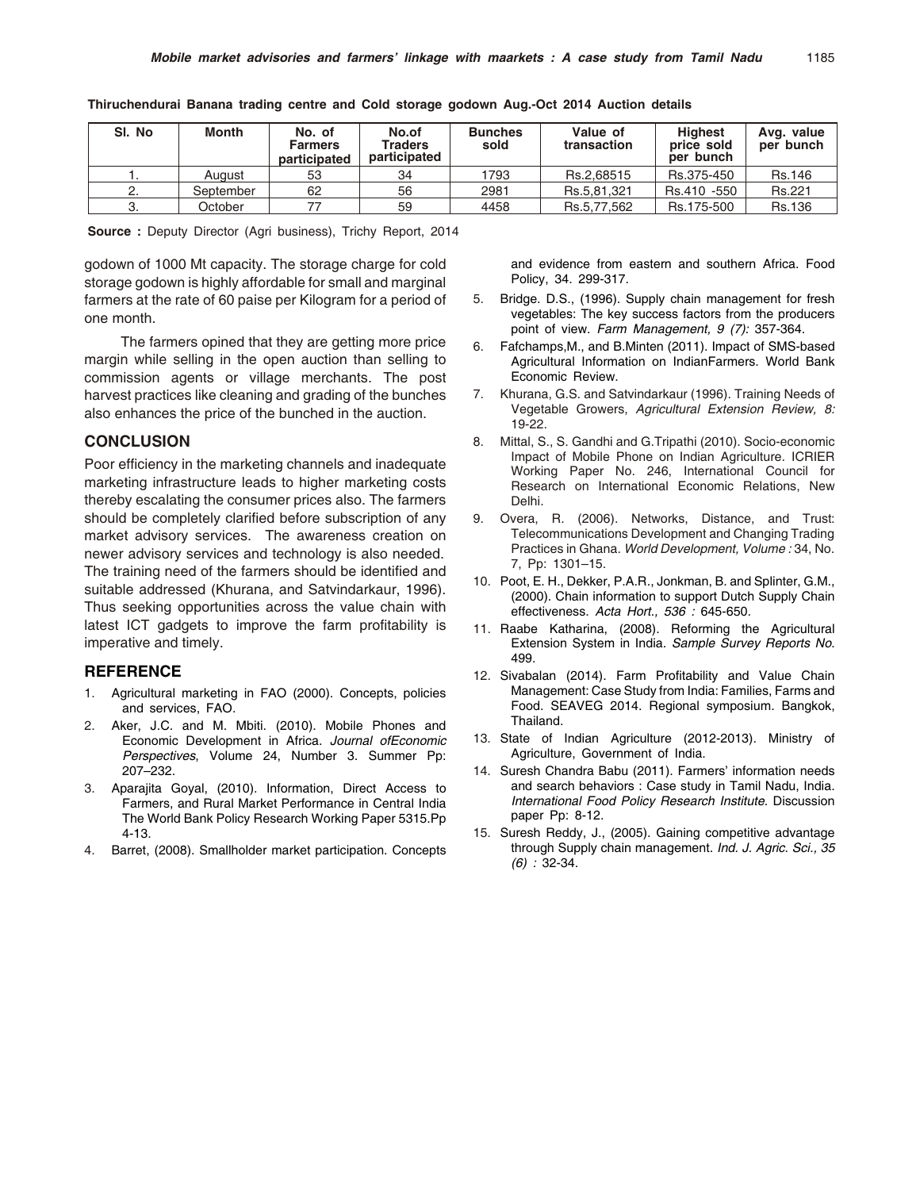**Thiruchendurai Banana trading centre and Cold storage godown Aug.-Oct 2014 Auction details**

| Sl. No | Month | No. of Farmers participated | No.of Traders participated | Bunches sold | Value of transaction | Highest price sold per bunch | Avg. value per bunch |
|---|---|---|---|---|---|---|---|
| 1. | August | 53 | 34 | 1793 | Rs.2,68515 | Rs.375-450 | Rs.146 |
| 2. | September | 62 | 56 | 2981 | Rs.5,81,321 | Rs.410 -550 | Rs.221 |
| 3. | October | 77 | 59 | 4458 | Rs.5,77,562 | Rs.175-500 | Rs.136 |

**Source :** Deputy Director (Agri business), Trichy Report, 2014

godown of 1000 Mt capacity. The storage charge for cold storage godown is highly affordable for small and marginal farmers at the rate of 60 paise per Kilogram for a period of one month.

The farmers opined that they are getting more price margin while selling in the open auction than selling to commission agents or village merchants. The post harvest practices like cleaning and grading of the bunches also enhances the price of the bunched in the auction.

## CONCLUSION

Poor efficiency in the marketing channels and inadequate marketing infrastructure leads to higher marketing costs thereby escalating the consumer prices also. The farmers should be completely clarified before subscription of any market advisory services. The awareness creation on newer advisory services and technology is also needed. The training need of the farmers should be identified and suitable addressed (Khurana, and Satvindarkaur, 1996). Thus seeking opportunities across the value chain with latest ICT gadgets to improve the farm profitability is imperative and timely.

## REFERENCE

1. Agricultural marketing in FAO (2000). Concepts, policies and services, FAO.
2. Aker, J.C. and M. Mbiti. (2010). Mobile Phones and Economic Development in Africa. *Journal ofEconomic Perspectives*, Volume 24, Number 3. Summer Pp: 207–232.
3. Aparajita Goyal, (2010). Information, Direct Access to Farmers, and Rural Market Performance in Central India The World Bank Policy Research Working Paper 5315.Pp 4-13.
4. Barret, (2008). Smallholder market participation. Concepts and evidence from eastern and southern Africa. Food Policy, 34. 299-317.
5. Bridge. D.S., (1996). Supply chain management for fresh vegetables: The key success factors from the producers point of view. *Farm Management, 9 (7):* 357-364.
6. Fafchamps,M., and B.Minten (2011). Impact of SMS-based Agricultural Information on IndianFarmers. World Bank Economic Review.
7. Khurana, G.S. and Satvindarkaur (1996). Training Needs of Vegetable Growers, *Agricultural Extension Review, 8:* 19-22.
8. Mittal, S., S. Gandhi and G.Tripathi (2010). Socio-economic Impact of Mobile Phone on Indian Agriculture. ICRIER Working Paper No. 246, International Council for Research on International Economic Relations, New Delhi.
9. Overa, R. (2006). Networks, Distance, and Trust: Telecommunications Development and Changing Trading Practices in Ghana. *World Development, Volume :* 34, No. 7, Pp: 1301–15.
10. Poot, E. H., Dekker, P.A.R., Jonkman, B. and Splinter, G.M., (2000). Chain information to support Dutch Supply Chain effectiveness. *Acta Hort., 536 :* 645-650.
11. Raabe Katharina, (2008). Reforming the Agricultural Extension System in India. *Sample Survey Reports No.* 499.
12. Sivabalan (2014). Farm Profitability and Value Chain Management: Case Study from India: Families, Farms and Food. SEAVEG 2014. Regional symposium. Bangkok, Thailand.
13. State of Indian Agriculture (2012-2013). Ministry of Agriculture, Government of India.
14. Suresh Chandra Babu (2011). Farmers' information needs and search behaviors : Case study in Tamil Nadu, India. *International Food Policy Research Institute.* Discussion paper Pp: 8-12.
15. Suresh Reddy, J., (2005). Gaining competitive advantage through Supply chain management. *Ind. J. Agric. Sci., 35 (6) :* 32-34.